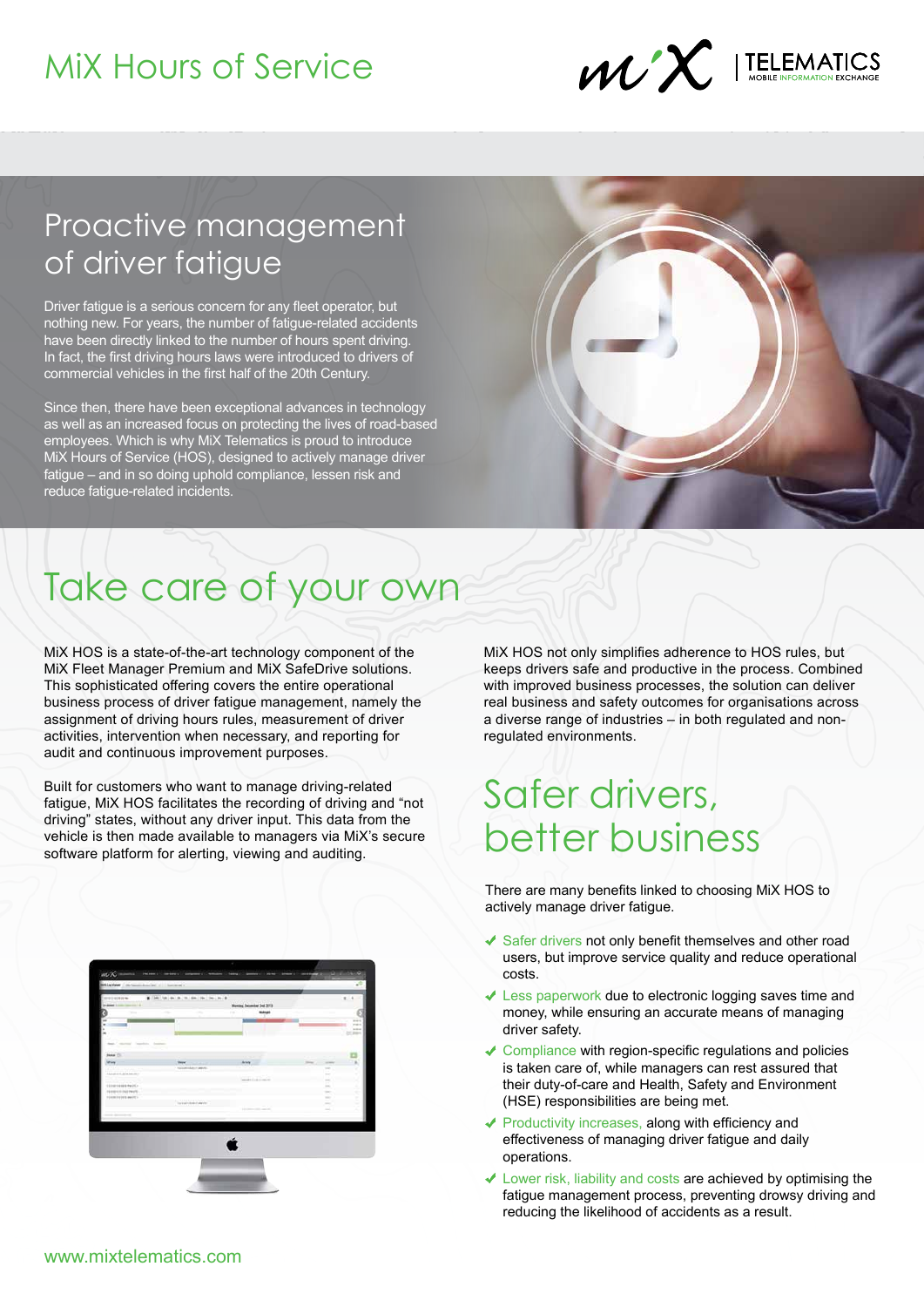# MiX Hours of Service

## Proactive management of driver fatigue

Driver fatigue is a serious concern for any fleet operator, but nothing new. For years, the number of fatigue-related accidents have been directly linked to the number of hours spent driving. In fact, the first driving hours laws were introduced to drivers of commercial vehicles in the first half of the 20th Century.

Since then, there have been exceptional advances in technology as well as an increased focus on protecting the lives of road-based employees. Which is why MiX Telematics is proud to introduce MiX Hours of Service (HOS), designed to actively manage driver fatigue – and in so doing uphold compliance, lessen risk and reduce fatigue-related incidents.

## Take care of your own

MiX HOS is a state-of-the-art technology component of the MiX Fleet Manager Premium and MiX SafeDrive solutions. This sophisticated offering covers the entire operational business process of driver fatigue management, namely the assignment of driving hours rules, measurement of driver activities, intervention when necessary, and reporting for audit and continuous improvement purposes.

Built for customers who want to manage driving-related fatigue, MiX HOS facilitates the recording of driving and "not driving" states, without any driver input. This data from the vehicle is then made available to managers via MiX's secure software platform for alerting, viewing and auditing.

MiX HOS not only simplifies adherence to HOS rules, but keeps drivers safe and productive in the process. Combined with improved business processes, the solution can deliver real business and safety outcomes for organisations across a diverse range of industries – in both regulated and non-regulated environments.

## Safer drivers, better business

There are many benefits linked to choosing MiX HOS to actively manage driver fatigue.

- ✔ Safer drivers not only benefit themselves and other road users, but improve service quality and reduce operational costs.
- ✔ Less paperwork due to electronic logging saves time and money, while ensuring an accurate means of managing driver safety.
- ✔ Compliance with region-specific regulations and policies is taken care of, while managers can rest assured that their duty-of-care and Health, Safety and Environment (HSE) responsibilities are being met.
- ✔ Productivity increases, along with efficiency and effectiveness of managing driver fatigue and daily operations.
- ✔ Lower risk, liability and costs are achieved by optimising the fatigue management process, preventing drowsy driving and reducing the likelihood of accidents as a result.

www.mixtelematics.com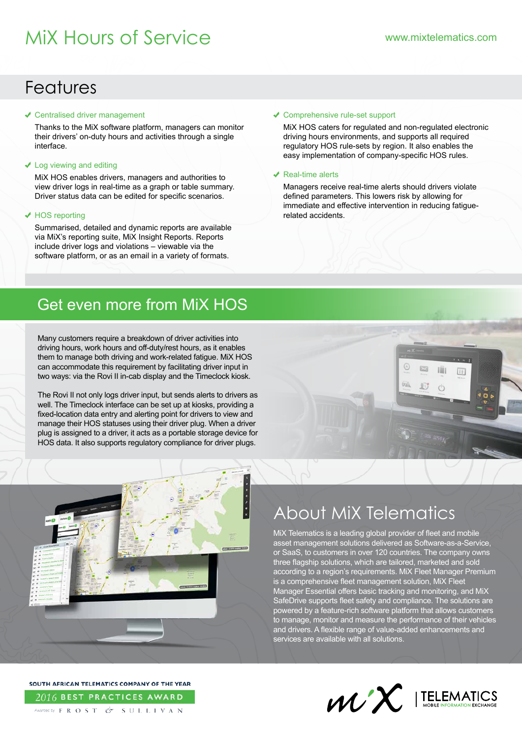# MiX Hours of Service

www.mixtelematics.com

## Features

- **Centralised driver management**

  Thanks to the MiX software platform, managers can monitor their drivers' on-duty hours and activities through a single interface.

- **Log viewing and editing**

  MiX HOS enables drivers, managers and authorities to view driver logs in real-time as a graph or table summary. Driver status data can be edited for specific scenarios.

- **HOS reporting**

  Summarised, detailed and dynamic reports are available via MiX's reporting suite, MiX Insight Reports. Reports include driver logs and violations – viewable via the software platform, or as an email in a variety of formats.

- **Comprehensive rule-set support**

  MiX HOS caters for regulated and non-regulated electronic driving hours environments, and supports all required regulatory HOS rule-sets by region. It also enables the easy implementation of company-specific HOS rules.

- **Real-time alerts**

  Managers receive real-time alerts should drivers violate defined parameters. This lowers risk by allowing for immediate and effective intervention in reducing fatigue-related accidents.

## Get even more from MiX HOS

Many customers require a breakdown of driver activities into driving hours, work hours and off-duty/rest hours, as it enables them to manage both driving and work-related fatigue. MiX HOS can accommodate this requirement by facilitating driver input in two ways: via the Rovi II in-cab display and the Timeclock kiosk.

The Rovi II not only logs driver input, but sends alerts to drivers as well. The Timeclock interface can be set up at kiosks, providing a fixed-location data entry and alerting point for drivers to view and manage their HOS statuses using their driver plug. When a driver plug is assigned to a driver, it acts as a portable storage device for HOS data. It also supports regulatory compliance for driver plugs.

## About MiX Telematics

MiX Telematics is a leading global provider of fleet and mobile asset management solutions delivered as Software-as-a-Service, or SaaS, to customers in over 120 countries. The company owns three flagship solutions, which are tailored, marketed and sold according to a region's requirements. MiX Fleet Manager Premium is a comprehensive fleet management solution, MiX Fleet Manager Essential offers basic tracking and monitoring, and MiX SafeDrive supports fleet safety and compliance. The solutions are powered by a feature-rich software platform that allows customers to manage, monitor and measure the performance of their vehicles and drivers. A flexible range of value-added enhancements and services are available with all solutions.

SOUTH AFRICAN TELEMATICS COMPANY OF THE YEAR

2016 BEST PRACTICES AWARD

Awarded by FROST & SULLIVAN

MiX TELEMATICS MOBILE INFORMATION EXCHANGE